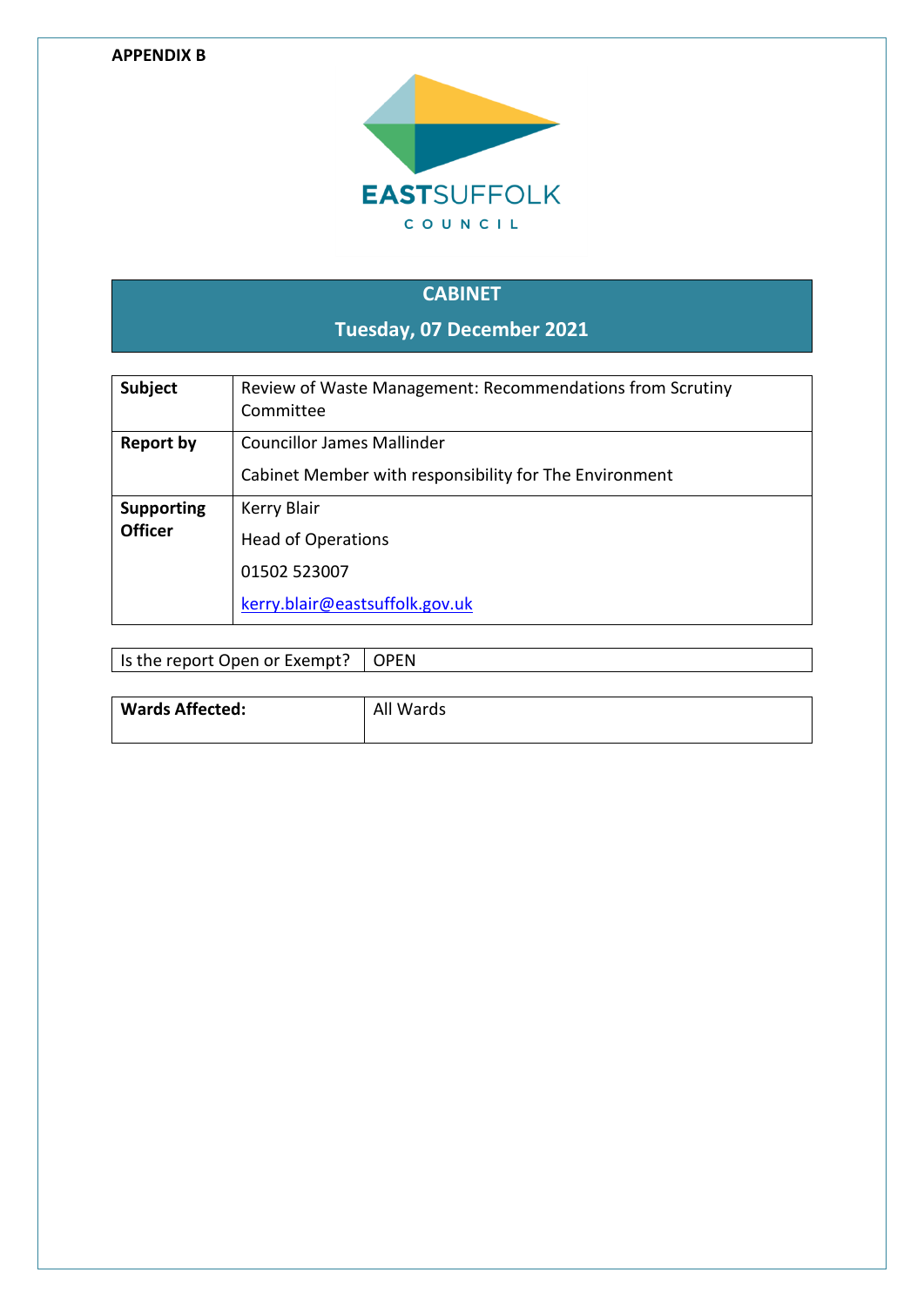**APPENDIX B**

EASTSUFFOLK COUNCIL

## CABINET

### Tuesday, 07 December 2021

| | |
|---|---|
| **Subject** | Review of Waste Management: Recommendations from Scrutiny Committee |
| **Report by** | Councillor James Mallinder<br><br>Cabinet Member with responsibility for The Environment |
| **Supporting Officer** | Kerry Blair<br><br>Head of Operations<br><br>01502 523007<br><br>kerry.blair@eastsuffolk.gov.uk |

| | |
|---|---|
| Is the report Open or Exempt? | OPEN |

| | |
|---|---|
| **Wards Affected:** | All Wards |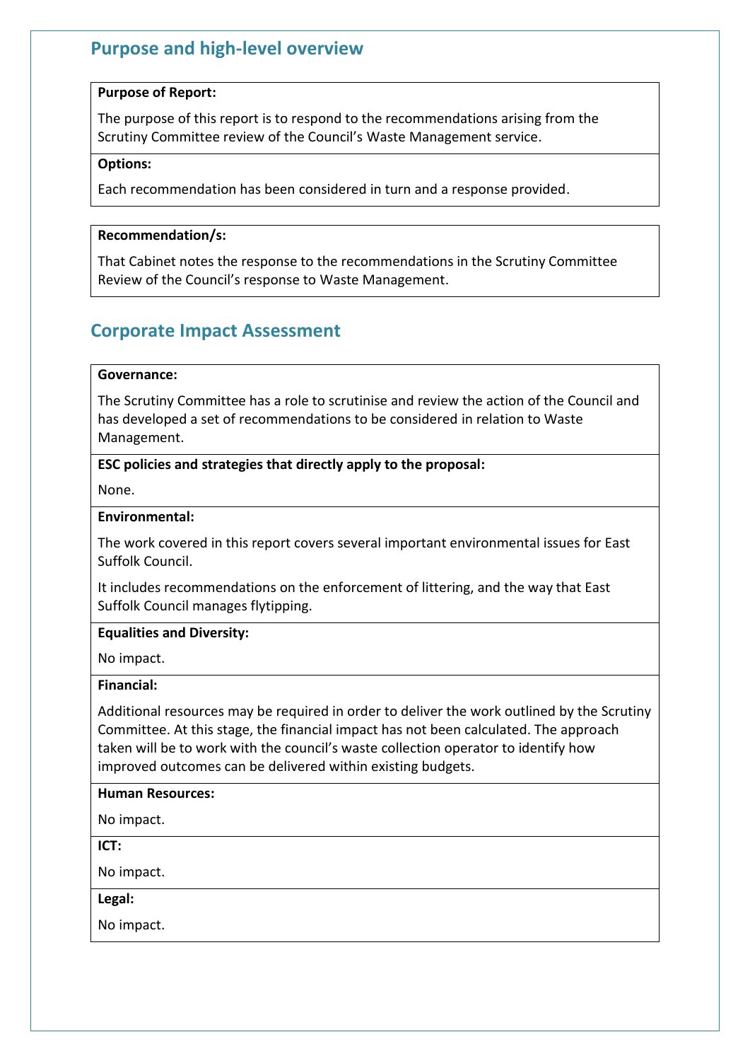## Purpose and high-level overview

**Purpose of Report:**

The purpose of this report is to respond to the recommendations arising from the Scrutiny Committee review of the Council's Waste Management service.

**Options:**

Each recommendation has been considered in turn and a response provided.

**Recommendation/s:**

That Cabinet notes the response to the recommendations in the Scrutiny Committee Review of the Council's response to Waste Management.

## Corporate Impact Assessment

**Governance:**

The Scrutiny Committee has a role to scrutinise and review the action of the Council and has developed a set of recommendations to be considered in relation to Waste Management.

**ESC policies and strategies that directly apply to the proposal:**

None.

**Environmental:**

The work covered in this report covers several important environmental issues for East Suffolk Council.

It includes recommendations on the enforcement of littering, and the way that East Suffolk Council manages flytipping.

**Equalities and Diversity:**

No impact.

**Financial:**

Additional resources may be required in order to deliver the work outlined by the Scrutiny Committee. At this stage, the financial impact has not been calculated. The approach taken will be to work with the council's waste collection operator to identify how improved outcomes can be delivered within existing budgets.

**Human Resources:**

No impact.

**ICT:**

No impact.

**Legal:**

No impact.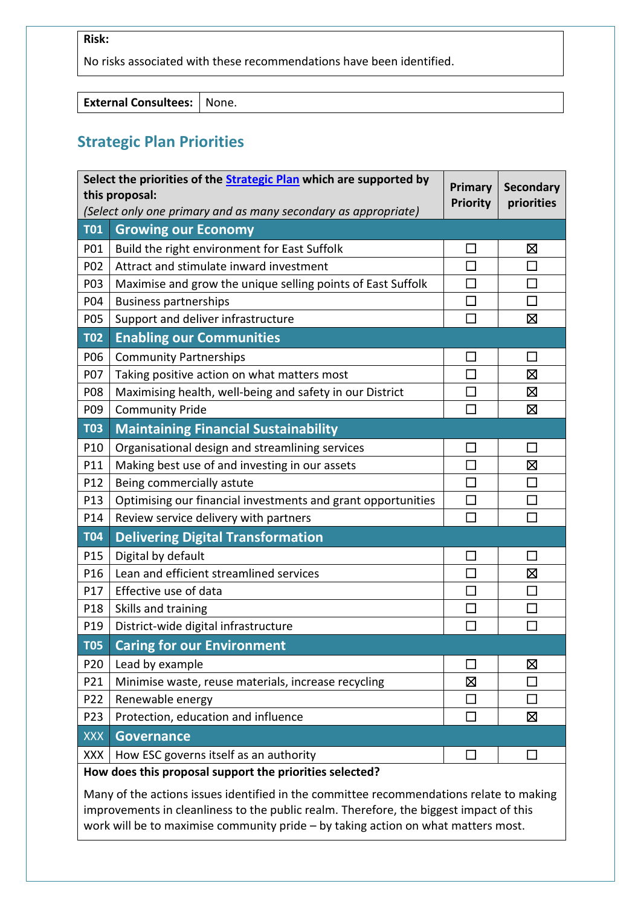| **Risk:** |
|---|
| No risks associated with these recommendations have been identified. |

| **External Consultees:** | None. |
|---|---|

## Strategic Plan Priorities

| **Select the priorities of the [Strategic Plan](#) which are supported by this proposal:** *(Select only one primary and as many secondary as appropriate)* | | **Primary Priority** | **Secondary priorities** |
|---|---|---|---|
| **T01** | **Growing our Economy** | | |
| P01 | Build the right environment for East Suffolk | ☐ | ☒ |
| P02 | Attract and stimulate inward investment | ☐ | ☐ |
| P03 | Maximise and grow the unique selling points of East Suffolk | ☐ | ☐ |
| P04 | Business partnerships | ☐ | ☐ |
| P05 | Support and deliver infrastructure | ☐ | ☒ |
| **T02** | **Enabling our Communities** | | |
| P06 | Community Partnerships | ☐ | ☐ |
| P07 | Taking positive action on what matters most | ☐ | ☒ |
| P08 | Maximising health, well-being and safety in our District | ☐ | ☒ |
| P09 | Community Pride | ☐ | ☒ |
| **T03** | **Maintaining Financial Sustainability** | | |
| P10 | Organisational design and streamlining services | ☐ | ☐ |
| P11 | Making best use of and investing in our assets | ☐ | ☒ |
| P12 | Being commercially astute | ☐ | ☐ |
| P13 | Optimising our financial investments and grant opportunities | ☐ | ☐ |
| P14 | Review service delivery with partners | ☐ | ☐ |
| **T04** | **Delivering Digital Transformation** | | |
| P15 | Digital by default | ☐ | ☐ |
| P16 | Lean and efficient streamlined services | ☐ | ☒ |
| P17 | Effective use of data | ☐ | ☐ |
| P18 | Skills and training | ☐ | ☐ |
| P19 | District-wide digital infrastructure | ☐ | ☐ |
| **T05** | **Caring for our Environment** | | |
| P20 | Lead by example | ☐ | ☒ |
| P21 | Minimise waste, reuse materials, increase recycling | ☒ | ☐ |
| P22 | Renewable energy | ☐ | ☐ |
| P23 | Protection, education and influence | ☐ | ☒ |
| XXX | **Governance** | | |
| XXX | How ESC governs itself as an authority | ☐ | ☐ |

**How does this proposal support the priorities selected?**

Many of the actions issues identified in the committee recommendations relate to making improvements in cleanliness to the public realm. Therefore, the biggest impact of this work will be to maximise community pride – by taking action on what matters most.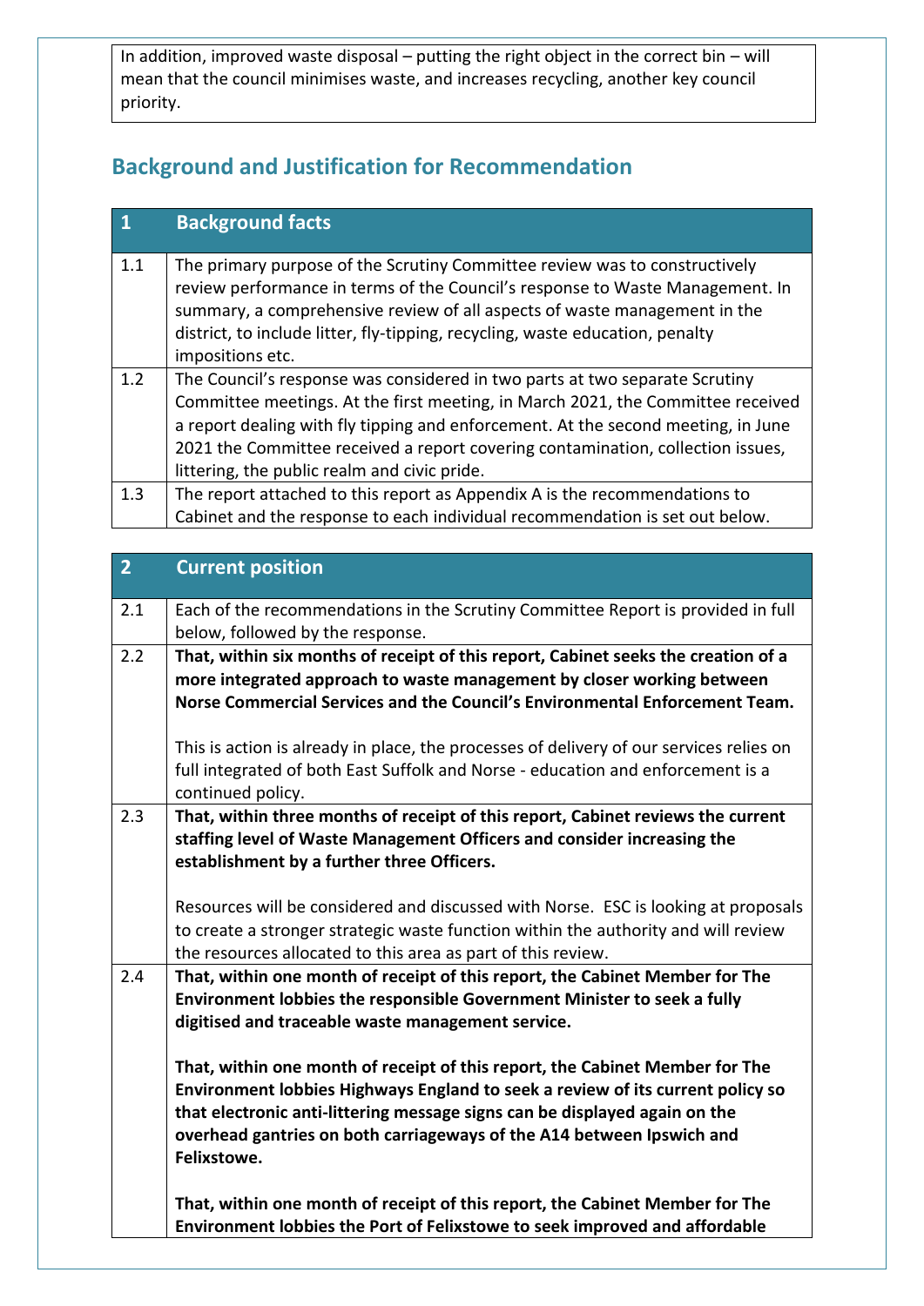In addition, improved waste disposal – putting the right object in the correct bin – will mean that the council minimises waste, and increases recycling, another key council priority.

## Background and Justification for Recommendation

| 1 | Background facts |
|---|---|
| 1.1 | The primary purpose of the Scrutiny Committee review was to constructively review performance in terms of the Council's response to Waste Management. In summary, a comprehensive review of all aspects of waste management in the district, to include litter, fly-tipping, recycling, waste education, penalty impositions etc. |
| 1.2 | The Council's response was considered in two parts at two separate Scrutiny Committee meetings. At the first meeting, in March 2021, the Committee received a report dealing with fly tipping and enforcement. At the second meeting, in June 2021 the Committee received a report covering contamination, collection issues, littering, the public realm and civic pride. |
| 1.3 | The report attached to this report as Appendix A is the recommendations to Cabinet and the response to each individual recommendation is set out below. |

| 2 | Current position |
|---|---|
| 2.1 | Each of the recommendations in the Scrutiny Committee Report is provided in full below, followed by the response. |
| 2.2 | **That, within six months of receipt of this report, Cabinet seeks the creation of a more integrated approach to waste management by closer working between Norse Commercial Services and the Council's Environmental Enforcement Team.**<br><br>This is action is already in place, the processes of delivery of our services relies on full integrated of both East Suffolk and Norse - education and enforcement is a continued policy. |
| 2.3 | **That, within three months of receipt of this report, Cabinet reviews the current staffing level of Waste Management Officers and consider increasing the establishment by a further three Officers.**<br><br>Resources will be considered and discussed with Norse. ESC is looking at proposals to create a stronger strategic waste function within the authority and will review the resources allocated to this area as part of this review. |
| 2.4 | **That, within one month of receipt of this report, the Cabinet Member for The Environment lobbies the responsible Government Minister to seek a fully digitised and traceable waste management service.**<br><br>**That, within one month of receipt of this report, the Cabinet Member for The Environment lobbies Highways England to seek a review of its current policy so that electronic anti-littering message signs can be displayed again on the overhead gantries on both carriageways of the A14 between Ipswich and Felixstowe.**<br><br>**That, within one month of receipt of this report, the Cabinet Member for The Environment lobbies the Port of Felixstowe to seek improved and affordable** |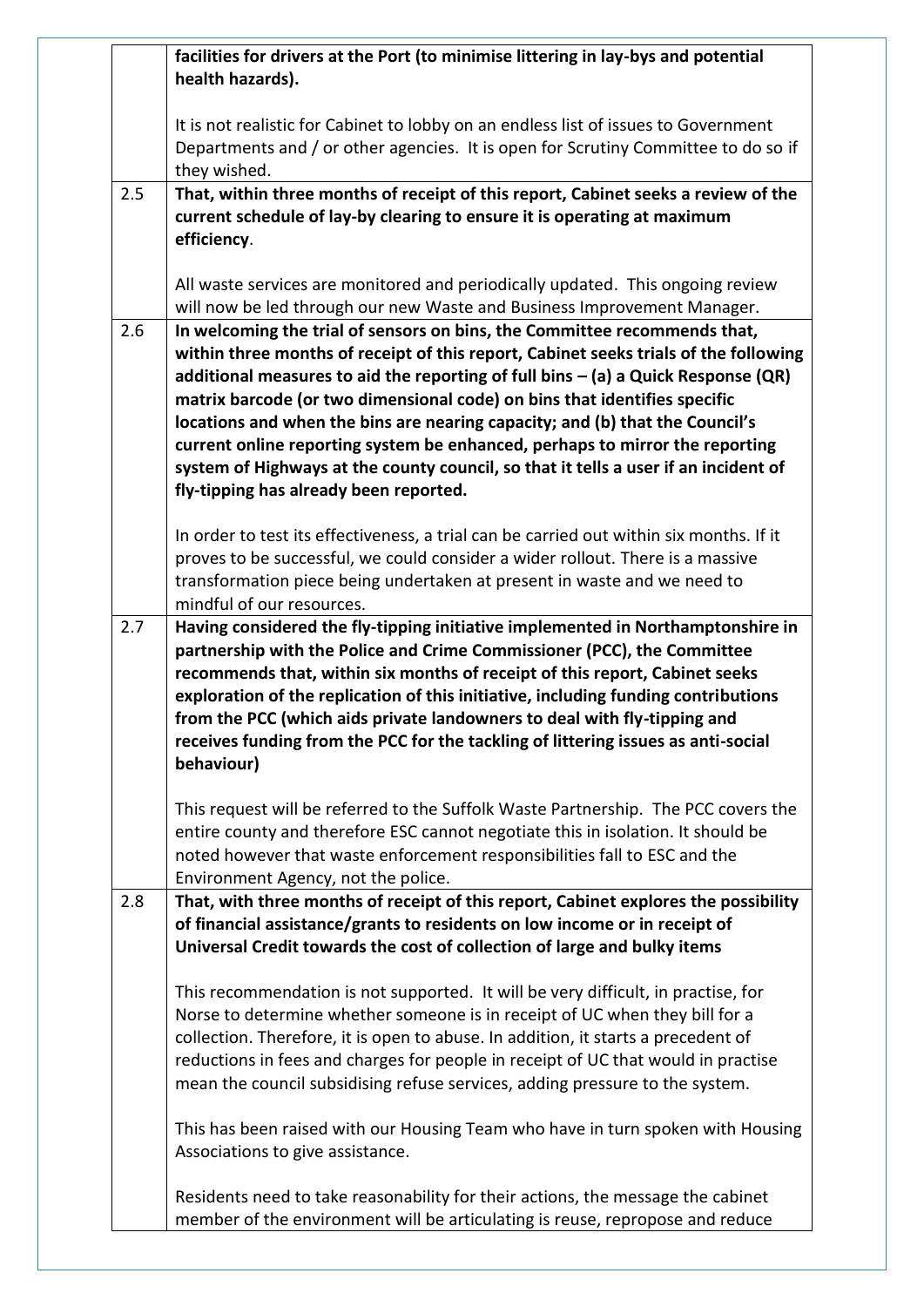| | |
|---|---|
| | **facilities for drivers at the Port (to minimise littering in lay-bys and potential health hazards).**<br><br>It is not realistic for Cabinet to lobby on an endless list of issues to Government Departments and / or other agencies. It is open for Scrutiny Committee to do so if they wished. |
| 2.5 | **That, within three months of receipt of this report, Cabinet seeks a review of the current schedule of lay-by clearing to ensure it is operating at maximum efficiency**.<br><br>All waste services are monitored and periodically updated. This ongoing review will now be led through our new Waste and Business Improvement Manager. |
| 2.6 | **In welcoming the trial of sensors on bins, the Committee recommends that, within three months of receipt of this report, Cabinet seeks trials of the following additional measures to aid the reporting of full bins – (a) a Quick Response (QR) matrix barcode (or two dimensional code) on bins that identifies specific locations and when the bins are nearing capacity; and (b) that the Council's current online reporting system be enhanced, perhaps to mirror the reporting system of Highways at the county council, so that it tells a user if an incident of fly-tipping has already been reported.**<br><br>In order to test its effectiveness, a trial can be carried out within six months. If it proves to be successful, we could consider a wider rollout. There is a massive transformation piece being undertaken at present in waste and we need to mindful of our resources. |
| 2.7 | **Having considered the fly-tipping initiative implemented in Northamptonshire in partnership with the Police and Crime Commissioner (PCC), the Committee recommends that, within six months of receipt of this report, Cabinet seeks exploration of the replication of this initiative, including funding contributions from the PCC (which aids private landowners to deal with fly-tipping and receives funding from the PCC for the tackling of littering issues as anti-social behaviour)**<br><br>This request will be referred to the Suffolk Waste Partnership. The PCC covers the entire county and therefore ESC cannot negotiate this in isolation. It should be noted however that waste enforcement responsibilities fall to ESC and the Environment Agency, not the police. |
| 2.8 | **That, with three months of receipt of this report, Cabinet explores the possibility of financial assistance/grants to residents on low income or in receipt of Universal Credit towards the cost of collection of large and bulky items**<br><br>This recommendation is not supported. It will be very difficult, in practise, for Norse to determine whether someone is in receipt of UC when they bill for a collection. Therefore, it is open to abuse. In addition, it starts a precedent of reductions in fees and charges for people in receipt of UC that would in practise mean the council subsidising refuse services, adding pressure to the system.<br><br>This has been raised with our Housing Team who have in turn spoken with Housing Associations to give assistance.<br><br>Residents need to take reasonability for their actions, the message the cabinet member of the environment will be articulating is reuse, repropose and reduce |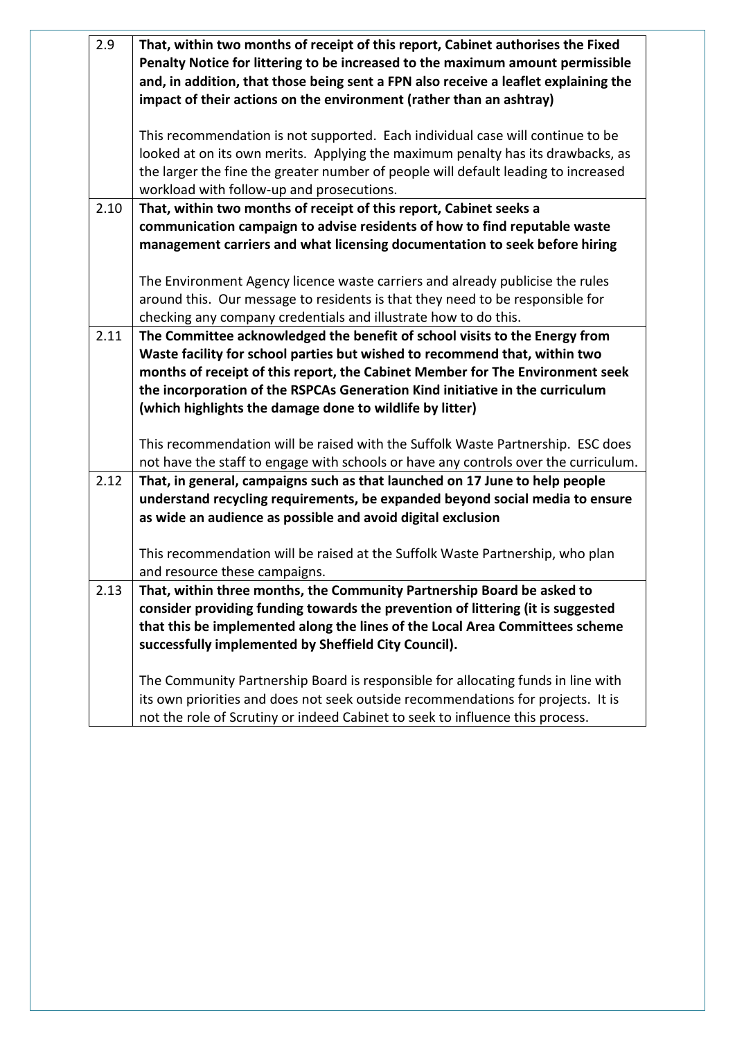| | |
|---|---|
| 2.9 | **That, within two months of receipt of this report, Cabinet authorises the Fixed Penalty Notice for littering to be increased to the maximum amount permissible and, in addition, that those being sent a FPN also receive a leaflet explaining the impact of their actions on the environment (rather than an ashtray)**<br><br>This recommendation is not supported. Each individual case will continue to be looked at on its own merits. Applying the maximum penalty has its drawbacks, as the larger the fine the greater number of people will default leading to increased workload with follow-up and prosecutions. |
| 2.10 | **That, within two months of receipt of this report, Cabinet seeks a communication campaign to advise residents of how to find reputable waste management carriers and what licensing documentation to seek before hiring**<br><br>The Environment Agency licence waste carriers and already publicise the rules around this. Our message to residents is that they need to be responsible for checking any company credentials and illustrate how to do this. |
| 2.11 | **The Committee acknowledged the benefit of school visits to the Energy from Waste facility for school parties but wished to recommend that, within two months of receipt of this report, the Cabinet Member for The Environment seek the incorporation of the RSPCAs Generation Kind initiative in the curriculum (which highlights the damage done to wildlife by litter)**<br><br>This recommendation will be raised with the Suffolk Waste Partnership. ESC does not have the staff to engage with schools or have any controls over the curriculum. |
| 2.12 | **That, in general, campaigns such as that launched on 17 June to help people understand recycling requirements, be expanded beyond social media to ensure as wide an audience as possible and avoid digital exclusion**<br><br>This recommendation will be raised at the Suffolk Waste Partnership, who plan and resource these campaigns. |
| 2.13 | **That, within three months, the Community Partnership Board be asked to consider providing funding towards the prevention of littering (it is suggested that this be implemented along the lines of the Local Area Committees scheme successfully implemented by Sheffield City Council).**<br><br>The Community Partnership Board is responsible for allocating funds in line with its own priorities and does not seek outside recommendations for projects. It is not the role of Scrutiny or indeed Cabinet to seek to influence this process. |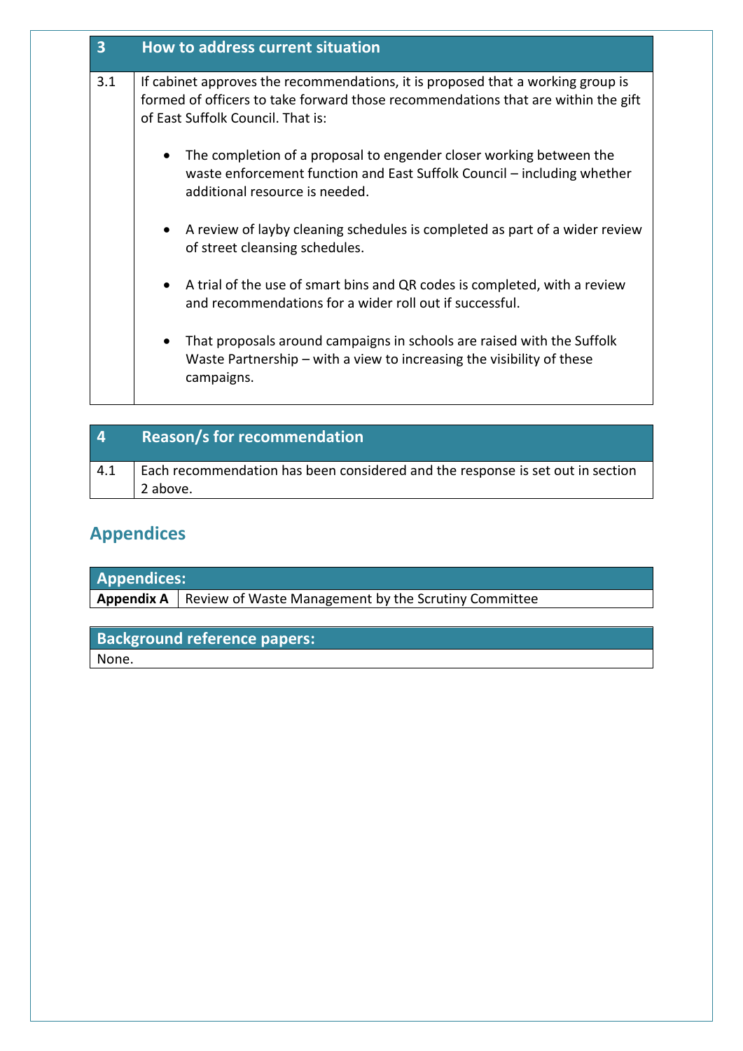| 3 | How to address current situation |
|---|---|
| 3.1 | If cabinet approves the recommendations, it is proposed that a working group is formed of officers to take forward those recommendations that are within the gift of East Suffolk Council. That is:<br><br>• The completion of a proposal to engender closer working between the waste enforcement function and East Suffolk Council – including whether additional resource is needed.<br><br>• A review of layby cleaning schedules is completed as part of a wider review of street cleansing schedules.<br><br>• A trial of the use of smart bins and QR codes is completed, with a review and recommendations for a wider roll out if successful.<br><br>• That proposals around campaigns in schools are raised with the Suffolk Waste Partnership – with a view to increasing the visibility of these campaigns. |

| 4 | Reason/s for recommendation |
|---|---|
| 4.1 | Each recommendation has been considered and the response is set out in section 2 above. |

## Appendices

| Appendices: | |
|---|---|
| **Appendix A** | Review of Waste Management by the Scrutiny Committee |

| Background reference papers: |
|---|
| None. |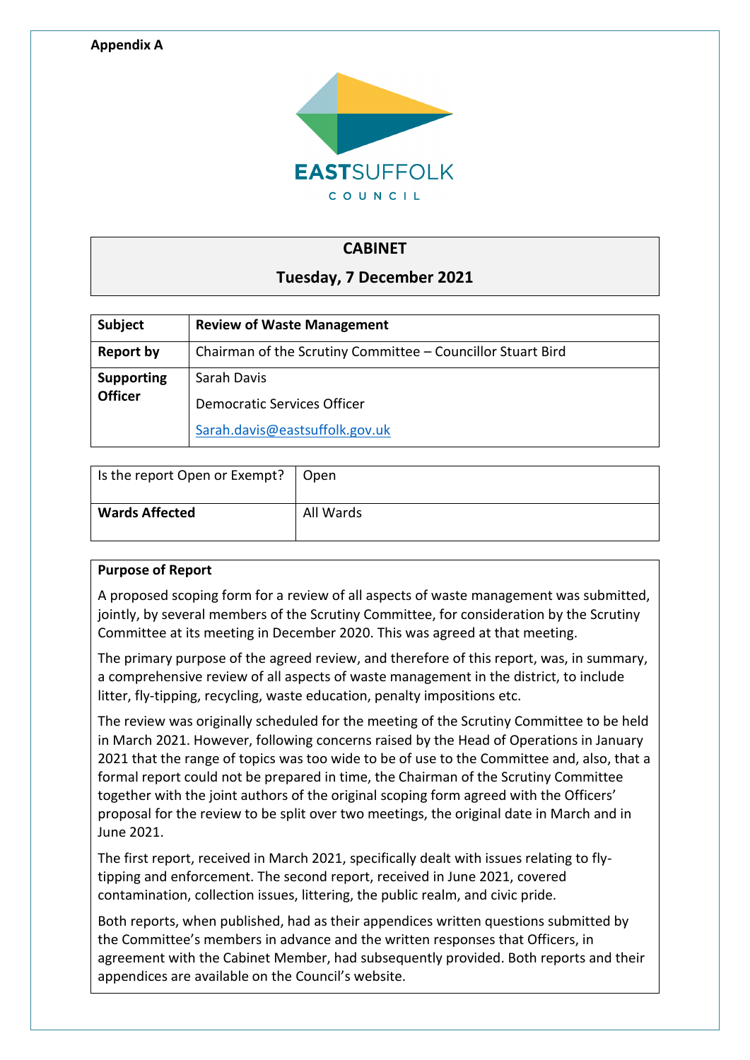**Appendix A**

EASTSUFFOLK
COUNCIL

| CABINET |
| --- |
| Tuesday, 7 December 2021 |

| Subject | Review of Waste Management |
| --- | --- |
| Report by | Chairman of the Scrutiny Committee – Councillor Stuart Bird |
| Supporting Officer | Sarah Davis<br>Democratic Services Officer<br>Sarah.davis@eastsuffolk.gov.uk |

| Is the report Open or Exempt? | Open |
| --- | --- |
| Wards Affected | All Wards |

**Purpose of Report**

A proposed scoping form for a review of all aspects of waste management was submitted, jointly, by several members of the Scrutiny Committee, for consideration by the Scrutiny Committee at its meeting in December 2020. This was agreed at that meeting.

The primary purpose of the agreed review, and therefore of this report, was, in summary, a comprehensive review of all aspects of waste management in the district, to include litter, fly-tipping, recycling, waste education, penalty impositions etc.

The review was originally scheduled for the meeting of the Scrutiny Committee to be held in March 2021. However, following concerns raised by the Head of Operations in January 2021 that the range of topics was too wide to be of use to the Committee and, also, that a formal report could not be prepared in time, the Chairman of the Scrutiny Committee together with the joint authors of the original scoping form agreed with the Officers' proposal for the review to be split over two meetings, the original date in March and in June 2021.

The first report, received in March 2021, specifically dealt with issues relating to fly-tipping and enforcement. The second report, received in June 2021, covered contamination, collection issues, littering, the public realm, and civic pride.

Both reports, when published, had as their appendices written questions submitted by the Committee's members in advance and the written responses that Officers, in agreement with the Cabinet Member, had subsequently provided. Both reports and their appendices are available on the Council's website.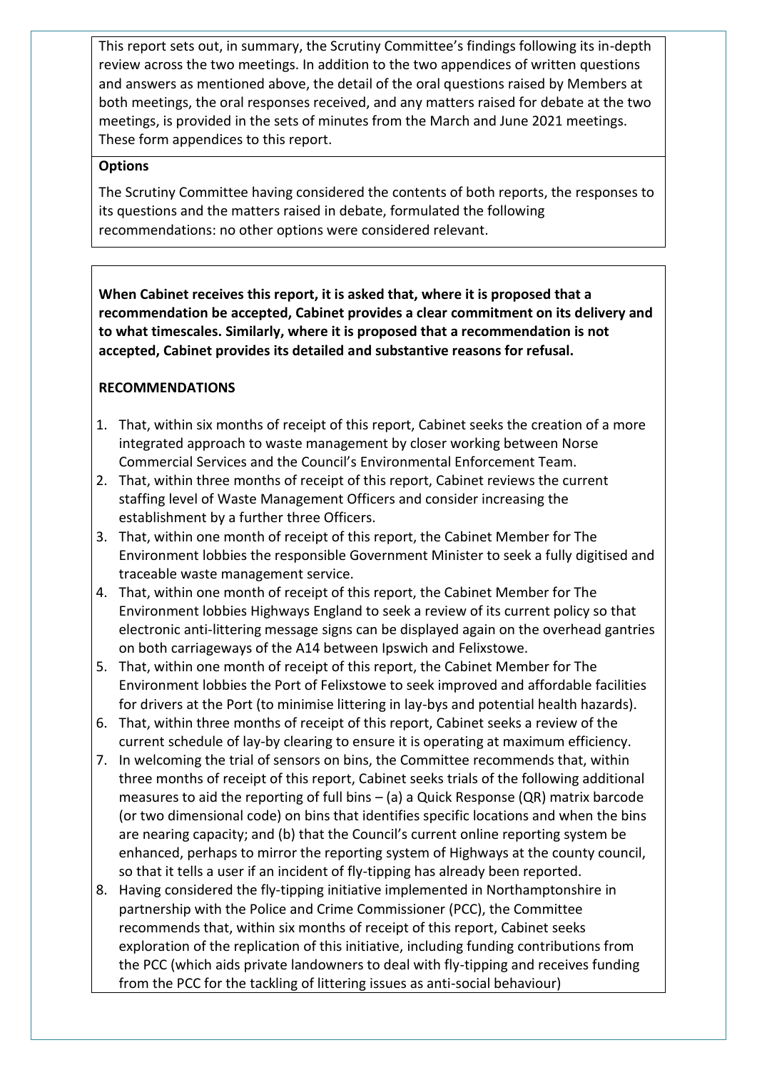This report sets out, in summary, the Scrutiny Committee's findings following its in-depth review across the two meetings. In addition to the two appendices of written questions and answers as mentioned above, the detail of the oral questions raised by Members at both meetings, the oral responses received, and any matters raised for debate at the two meetings, is provided in the sets of minutes from the March and June 2021 meetings. These form appendices to this report.

**Options**

The Scrutiny Committee having considered the contents of both reports, the responses to its questions and the matters raised in debate, formulated the following recommendations: no other options were considered relevant.

**When Cabinet receives this report, it is asked that, where it is proposed that a recommendation be accepted, Cabinet provides a clear commitment on its delivery and to what timescales. Similarly, where it is proposed that a recommendation is not accepted, Cabinet provides its detailed and substantive reasons for refusal.**

**RECOMMENDATIONS**

1. That, within six months of receipt of this report, Cabinet seeks the creation of a more integrated approach to waste management by closer working between Norse Commercial Services and the Council's Environmental Enforcement Team.
2. That, within three months of receipt of this report, Cabinet reviews the current staffing level of Waste Management Officers and consider increasing the establishment by a further three Officers.
3. That, within one month of receipt of this report, the Cabinet Member for The Environment lobbies the responsible Government Minister to seek a fully digitised and traceable waste management service.
4. That, within one month of receipt of this report, the Cabinet Member for The Environment lobbies Highways England to seek a review of its current policy so that electronic anti-littering message signs can be displayed again on the overhead gantries on both carriageways of the A14 between Ipswich and Felixstowe.
5. That, within one month of receipt of this report, the Cabinet Member for The Environment lobbies the Port of Felixstowe to seek improved and affordable facilities for drivers at the Port (to minimise littering in lay-bys and potential health hazards).
6. That, within three months of receipt of this report, Cabinet seeks a review of the current schedule of lay-by clearing to ensure it is operating at maximum efficiency.
7. In welcoming the trial of sensors on bins, the Committee recommends that, within three months of receipt of this report, Cabinet seeks trials of the following additional measures to aid the reporting of full bins – (a) a Quick Response (QR) matrix barcode (or two dimensional code) on bins that identifies specific locations and when the bins are nearing capacity; and (b) that the Council's current online reporting system be enhanced, perhaps to mirror the reporting system of Highways at the county council, so that it tells a user if an incident of fly-tipping has already been reported.
8. Having considered the fly-tipping initiative implemented in Northamptonshire in partnership with the Police and Crime Commissioner (PCC), the Committee recommends that, within six months of receipt of this report, Cabinet seeks exploration of the replication of this initiative, including funding contributions from the PCC (which aids private landowners to deal with fly-tipping and receives funding from the PCC for the tackling of littering issues as anti-social behaviour)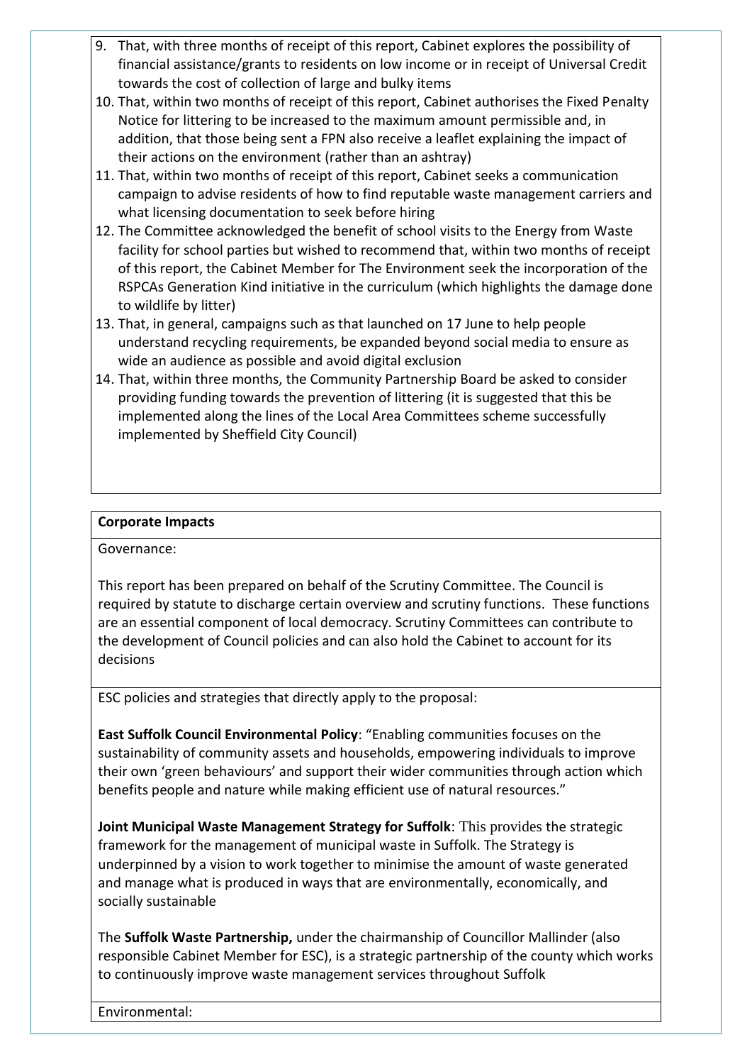9. That, with three months of receipt of this report, Cabinet explores the possibility of financial assistance/grants to residents on low income or in receipt of Universal Credit towards the cost of collection of large and bulky items
10. That, within two months of receipt of this report, Cabinet authorises the Fixed Penalty Notice for littering to be increased to the maximum amount permissible and, in addition, that those being sent a FPN also receive a leaflet explaining the impact of their actions on the environment (rather than an ashtray)
11. That, within two months of receipt of this report, Cabinet seeks a communication campaign to advise residents of how to find reputable waste management carriers and what licensing documentation to seek before hiring
12. The Committee acknowledged the benefit of school visits to the Energy from Waste facility for school parties but wished to recommend that, within two months of receipt of this report, the Cabinet Member for The Environment seek the incorporation of the RSPCAs Generation Kind initiative in the curriculum (which highlights the damage done to wildlife by litter)
13. That, in general, campaigns such as that launched on 17 June to help people understand recycling requirements, be expanded beyond social media to ensure as wide an audience as possible and avoid digital exclusion
14. That, within three months, the Community Partnership Board be asked to consider providing funding towards the prevention of littering (it is suggested that this be implemented along the lines of the Local Area Committees scheme successfully implemented by Sheffield City Council)

**Corporate Impacts**

Governance:

This report has been prepared on behalf of the Scrutiny Committee. The Council is required by statute to discharge certain overview and scrutiny functions. These functions are an essential component of local democracy. Scrutiny Committees can contribute to the development of Council policies and can also hold the Cabinet to account for its decisions

ESC policies and strategies that directly apply to the proposal:

**East Suffolk Council Environmental Policy**: "Enabling communities focuses on the sustainability of community assets and households, empowering individuals to improve their own 'green behaviours' and support their wider communities through action which benefits people and nature while making efficient use of natural resources."

**Joint Municipal Waste Management Strategy for Suffolk**: This provides the strategic framework for the management of municipal waste in Suffolk. The Strategy is underpinned by a vision to work together to minimise the amount of waste generated and manage what is produced in ways that are environmentally, economically, and socially sustainable

The **Suffolk Waste Partnership,** under the chairmanship of Councillor Mallinder (also responsible Cabinet Member for ESC), is a strategic partnership of the county which works to continuously improve waste management services throughout Suffolk

Environmental: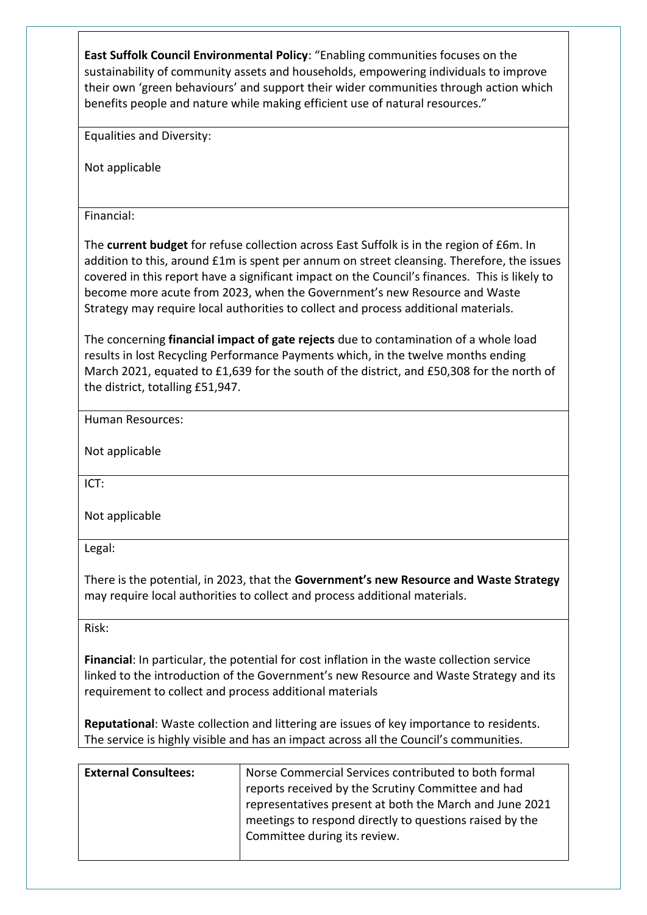**East Suffolk Council Environmental Policy**: "Enabling communities focuses on the sustainability of community assets and households, empowering individuals to improve their own 'green behaviours' and support their wider communities through action which benefits people and nature while making efficient use of natural resources."

Equalities and Diversity:

Not applicable

Financial:

The **current budget** for refuse collection across East Suffolk is in the region of £6m. In addition to this, around £1m is spent per annum on street cleansing. Therefore, the issues covered in this report have a significant impact on the Council's finances. This is likely to become more acute from 2023, when the Government's new Resource and Waste Strategy may require local authorities to collect and process additional materials.

The concerning **financial impact of gate rejects** due to contamination of a whole load results in lost Recycling Performance Payments which, in the twelve months ending March 2021, equated to £1,639 for the south of the district, and £50,308 for the north of the district, totalling £51,947.

Human Resources:

Not applicable

ICT:

Not applicable

Legal:

There is the potential, in 2023, that the **Government's new Resource and Waste Strategy** may require local authorities to collect and process additional materials.

Risk:

**Financial**: In particular, the potential for cost inflation in the waste collection service linked to the introduction of the Government's new Resource and Waste Strategy and its requirement to collect and process additional materials

**Reputational**: Waste collection and littering are issues of key importance to residents. The service is highly visible and has an impact across all the Council's communities.

| **External Consultees:** | Norse Commercial Services contributed to both formal reports received by the Scrutiny Committee and had representatives present at both the March and June 2021 meetings to respond directly to questions raised by the Committee during its review. |
|---|---|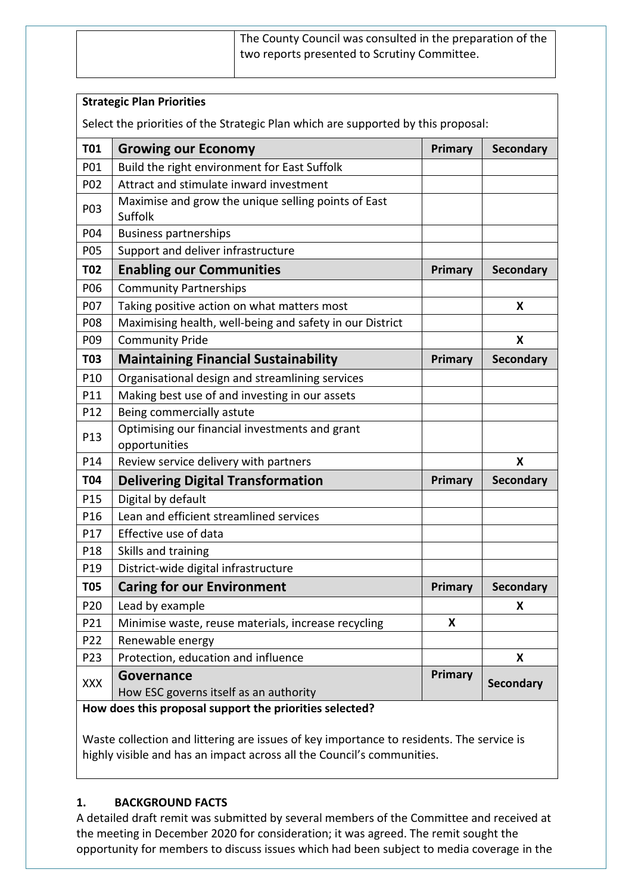| | The County Council was consulted in the preparation of the two reports presented to Scrutiny Committee. |
|---|---|

**Strategic Plan Priorities**

Select the priorities of the Strategic Plan which are supported by this proposal:

| | | | |
|---|---|---|---|
| **T01** | **Growing our Economy** | **Primary** | **Secondary** |
| P01 | Build the right environment for East Suffolk | | |
| P02 | Attract and stimulate inward investment | | |
| P03 | Maximise and grow the unique selling points of East Suffolk | | |
| P04 | Business partnerships | | |
| P05 | Support and deliver infrastructure | | |
| **T02** | **Enabling our Communities** | **Primary** | **Secondary** |
| P06 | Community Partnerships | | |
| P07 | Taking positive action on what matters most | | **X** |
| P08 | Maximising health, well-being and safety in our District | | |
| P09 | Community Pride | | **X** |
| **T03** | **Maintaining Financial Sustainability** | **Primary** | **Secondary** |
| P10 | Organisational design and streamlining services | | |
| P11 | Making best use of and investing in our assets | | |
| P12 | Being commercially astute | | |
| P13 | Optimising our financial investments and grant opportunities | | |
| P14 | Review service delivery with partners | | **X** |
| **T04** | **Delivering Digital Transformation** | **Primary** | **Secondary** |
| P15 | Digital by default | | |
| P16 | Lean and efficient streamlined services | | |
| P17 | Effective use of data | | |
| P18 | Skills and training | | |
| P19 | District-wide digital infrastructure | | |
| **T05** | **Caring for our Environment** | **Primary** | **Secondary** |
| P20 | Lead by example | | **X** |
| P21 | Minimise waste, reuse materials, increase recycling | **X** | |
| P22 | Renewable energy | | |
| P23 | Protection, education and influence | | **X** |
| XXX | **Governance** How ESC governs itself as an authority | **Primary** | **Secondary** |

**How does this proposal support the priorities selected?**

Waste collection and littering are issues of key importance to residents. The service is highly visible and has an impact across all the Council's communities.

## 1. BACKGROUND FACTS

A detailed draft remit was submitted by several members of the Committee and received at the meeting in December 2020 for consideration; it was agreed. The remit sought the opportunity for members to discuss issues which had been subject to media coverage in the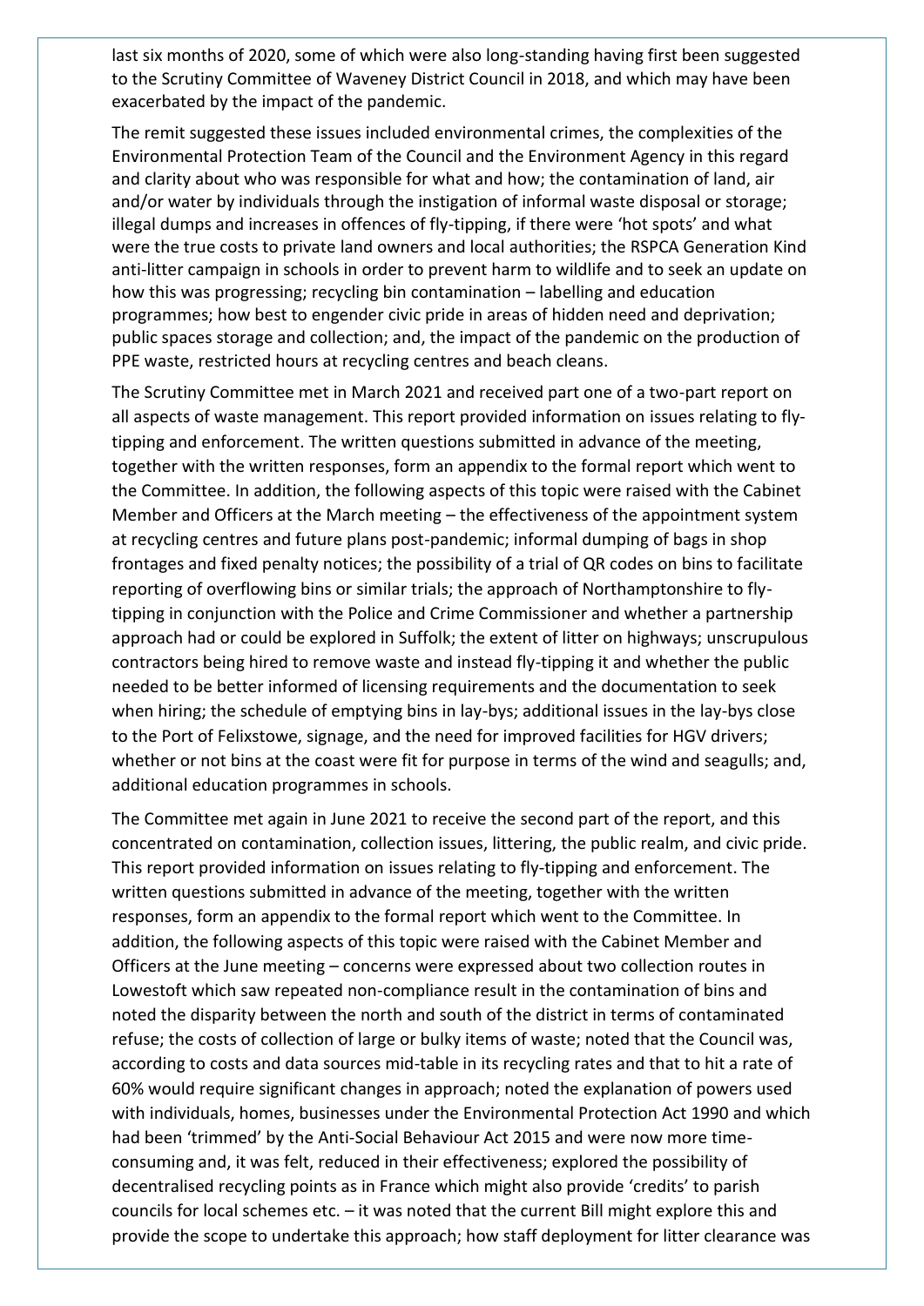last six months of 2020, some of which were also long-standing having first been suggested to the Scrutiny Committee of Waveney District Council in 2018, and which may have been exacerbated by the impact of the pandemic.

The remit suggested these issues included environmental crimes, the complexities of the Environmental Protection Team of the Council and the Environment Agency in this regard and clarity about who was responsible for what and how; the contamination of land, air and/or water by individuals through the instigation of informal waste disposal or storage; illegal dumps and increases in offences of fly-tipping, if there were 'hot spots' and what were the true costs to private land owners and local authorities; the RSPCA Generation Kind anti-litter campaign in schools in order to prevent harm to wildlife and to seek an update on how this was progressing; recycling bin contamination – labelling and education programmes; how best to engender civic pride in areas of hidden need and deprivation; public spaces storage and collection; and, the impact of the pandemic on the production of PPE waste, restricted hours at recycling centres and beach cleans.

The Scrutiny Committee met in March 2021 and received part one of a two-part report on all aspects of waste management. This report provided information on issues relating to fly-tipping and enforcement. The written questions submitted in advance of the meeting, together with the written responses, form an appendix to the formal report which went to the Committee. In addition, the following aspects of this topic were raised with the Cabinet Member and Officers at the March meeting – the effectiveness of the appointment system at recycling centres and future plans post-pandemic; informal dumping of bags in shop frontages and fixed penalty notices; the possibility of a trial of QR codes on bins to facilitate reporting of overflowing bins or similar trials; the approach of Northamptonshire to fly-tipping in conjunction with the Police and Crime Commissioner and whether a partnership approach had or could be explored in Suffolk; the extent of litter on highways; unscrupulous contractors being hired to remove waste and instead fly-tipping it and whether the public needed to be better informed of licensing requirements and the documentation to seek when hiring; the schedule of emptying bins in lay-bys; additional issues in the lay-bys close to the Port of Felixstowe, signage, and the need for improved facilities for HGV drivers; whether or not bins at the coast were fit for purpose in terms of the wind and seagulls; and, additional education programmes in schools.

The Committee met again in June 2021 to receive the second part of the report, and this concentrated on contamination, collection issues, littering, the public realm, and civic pride. This report provided information on issues relating to fly-tipping and enforcement. The written questions submitted in advance of the meeting, together with the written responses, form an appendix to the formal report which went to the Committee. In addition, the following aspects of this topic were raised with the Cabinet Member and Officers at the June meeting – concerns were expressed about two collection routes in Lowestoft which saw repeated non-compliance result in the contamination of bins and noted the disparity between the north and south of the district in terms of contaminated refuse; the costs of collection of large or bulky items of waste; noted that the Council was, according to costs and data sources mid-table in its recycling rates and that to hit a rate of 60% would require significant changes in approach; noted the explanation of powers used with individuals, homes, businesses under the Environmental Protection Act 1990 and which had been 'trimmed' by the Anti-Social Behaviour Act 2015 and were now more time-consuming and, it was felt, reduced in their effectiveness; explored the possibility of decentralised recycling points as in France which might also provide 'credits' to parish councils for local schemes etc. – it was noted that the current Bill might explore this and provide the scope to undertake this approach; how staff deployment for litter clearance was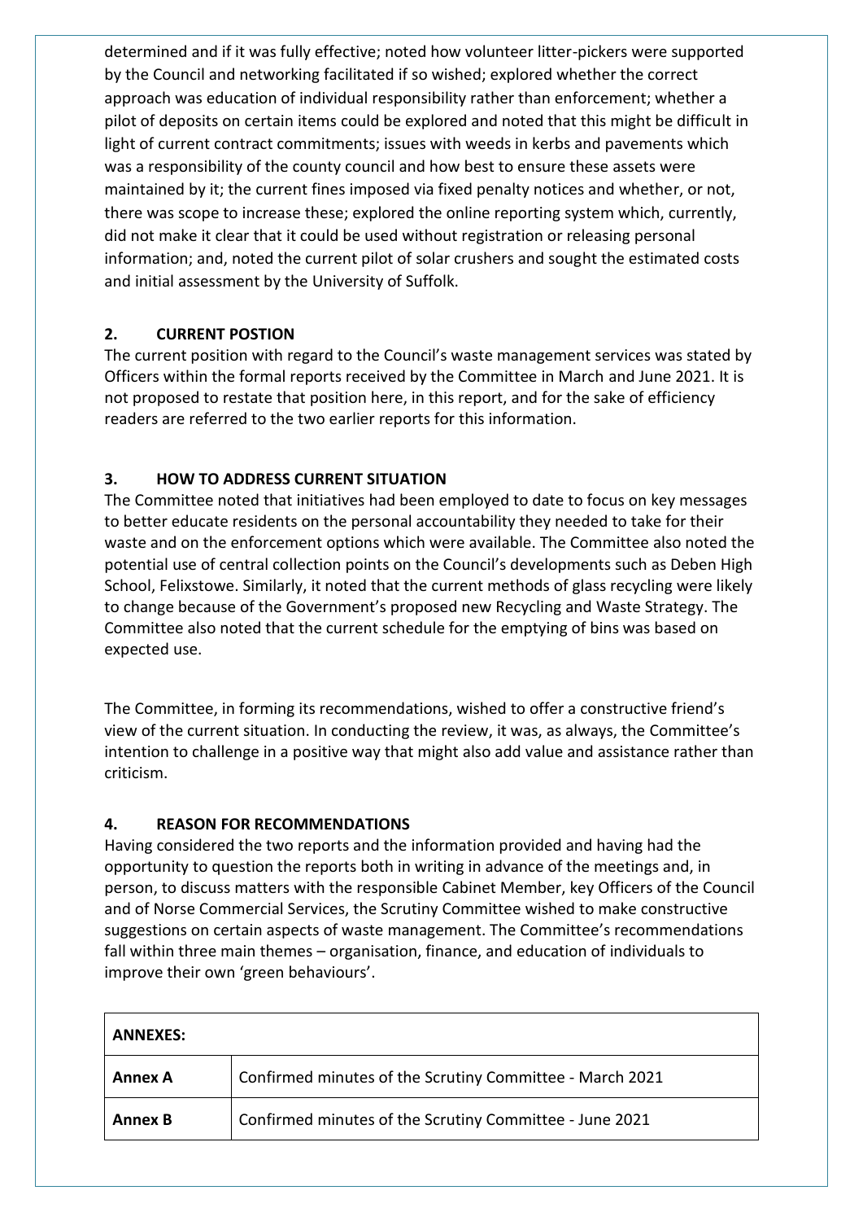determined and if it was fully effective; noted how volunteer litter-pickers were supported by the Council and networking facilitated if so wished; explored whether the correct approach was education of individual responsibility rather than enforcement; whether a pilot of deposits on certain items could be explored and noted that this might be difficult in light of current contract commitments; issues with weeds in kerbs and pavements which was a responsibility of the county council and how best to ensure these assets were maintained by it; the current fines imposed via fixed penalty notices and whether, or not, there was scope to increase these; explored the online reporting system which, currently, did not make it clear that it could be used without registration or releasing personal information; and, noted the current pilot of solar crushers and sought the estimated costs and initial assessment by the University of Suffolk.

## 2. CURRENT POSTION

The current position with regard to the Council's waste management services was stated by Officers within the formal reports received by the Committee in March and June 2021. It is not proposed to restate that position here, in this report, and for the sake of efficiency readers are referred to the two earlier reports for this information.

## 3. HOW TO ADDRESS CURRENT SITUATION

The Committee noted that initiatives had been employed to date to focus on key messages to better educate residents on the personal accountability they needed to take for their waste and on the enforcement options which were available. The Committee also noted the potential use of central collection points on the Council's developments such as Deben High School, Felixstowe. Similarly, it noted that the current methods of glass recycling were likely to change because of the Government's proposed new Recycling and Waste Strategy. The Committee also noted that the current schedule for the emptying of bins was based on expected use.

The Committee, in forming its recommendations, wished to offer a constructive friend's view of the current situation. In conducting the review, it was, as always, the Committee's intention to challenge in a positive way that might also add value and assistance rather than criticism.

## 4. REASON FOR RECOMMENDATIONS

Having considered the two reports and the information provided and having had the opportunity to question the reports both in writing in advance of the meetings and, in person, to discuss matters with the responsible Cabinet Member, key Officers of the Council and of Norse Commercial Services, the Scrutiny Committee wished to make constructive suggestions on certain aspects of waste management. The Committee's recommendations fall within three main themes – organisation, finance, and education of individuals to improve their own 'green behaviours'.

| **ANNEXES:** | |
|---|---|
| **Annex A** | Confirmed minutes of the Scrutiny Committee - March 2021 |
| **Annex B** | Confirmed minutes of the Scrutiny Committee - June 2021 |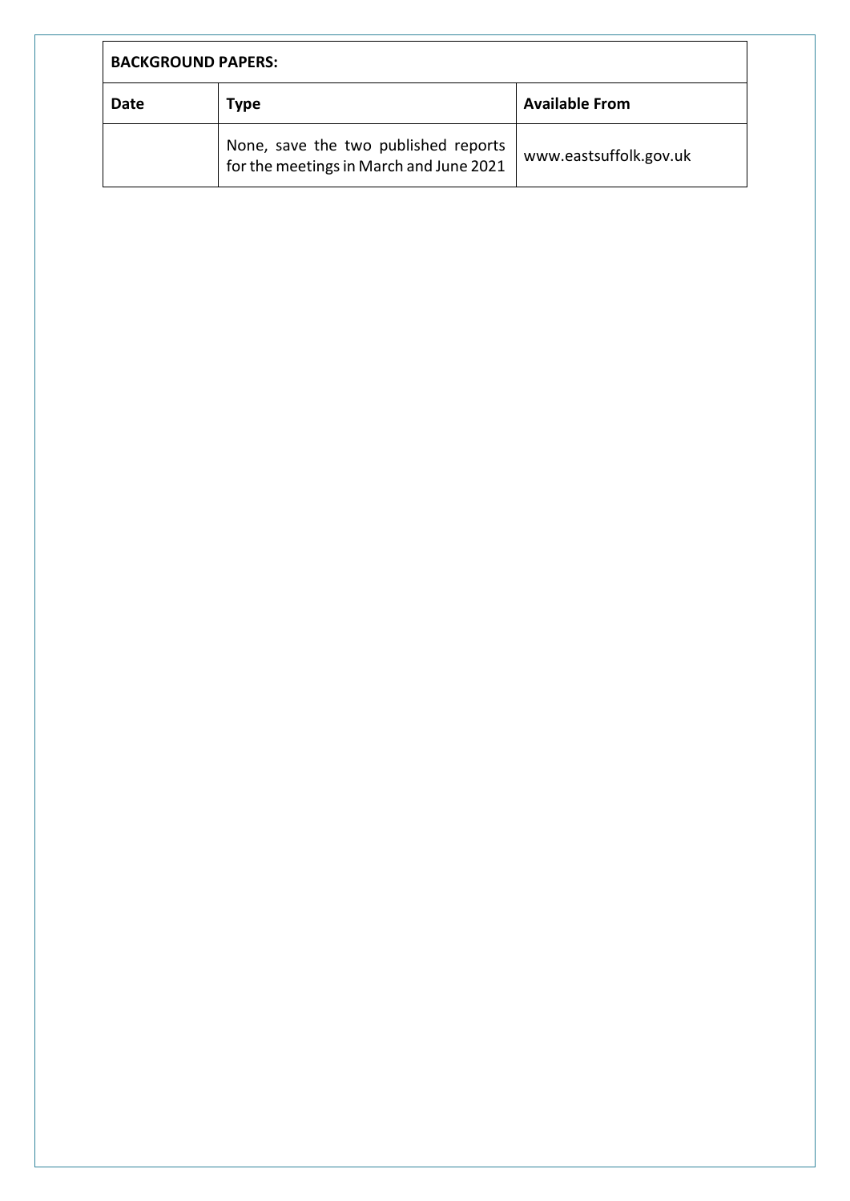| BACKGROUND PAPERS: | | |
|---|---|---|
| **Date** | **Type** | **Available From** |
| | None, save the two published reports for the meetings in March and June 2021 | www.eastsuffolk.gov.uk |